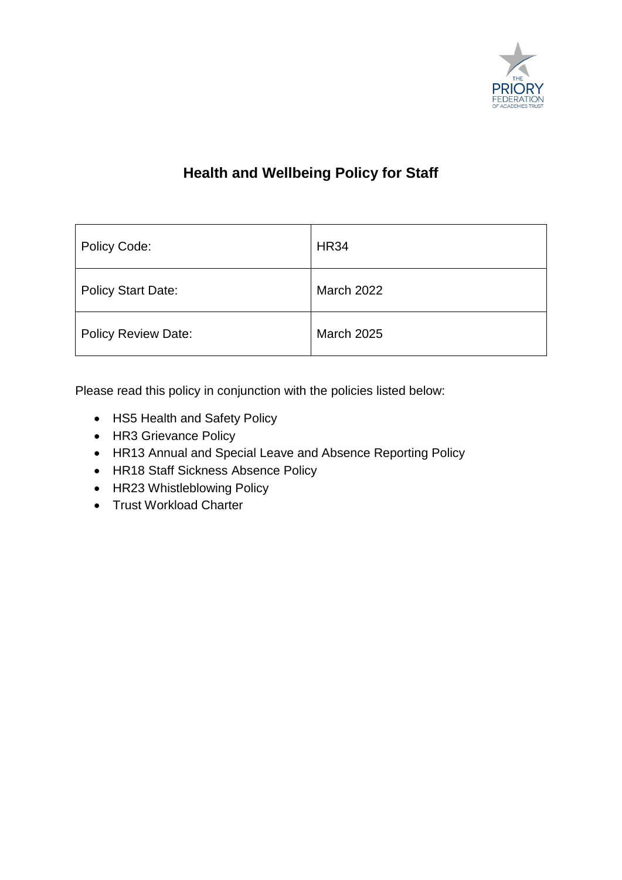# Health and Wellbeing Policy for Staff

| Policy Code: | HR34 |
|---|---|
| Policy Start Date: | March 2022 |
| Policy Review Date: | March 2025 |

Please read this policy in conjunction with the policies listed below:

- HS5 Health and Safety Policy
- HR3 Grievance Policy
- HR13 Annual and Special Leave and Absence Reporting Policy
- HR18 Staff Sickness Absence Policy
- HR23 Whistleblowing Policy
- Trust Workload Charter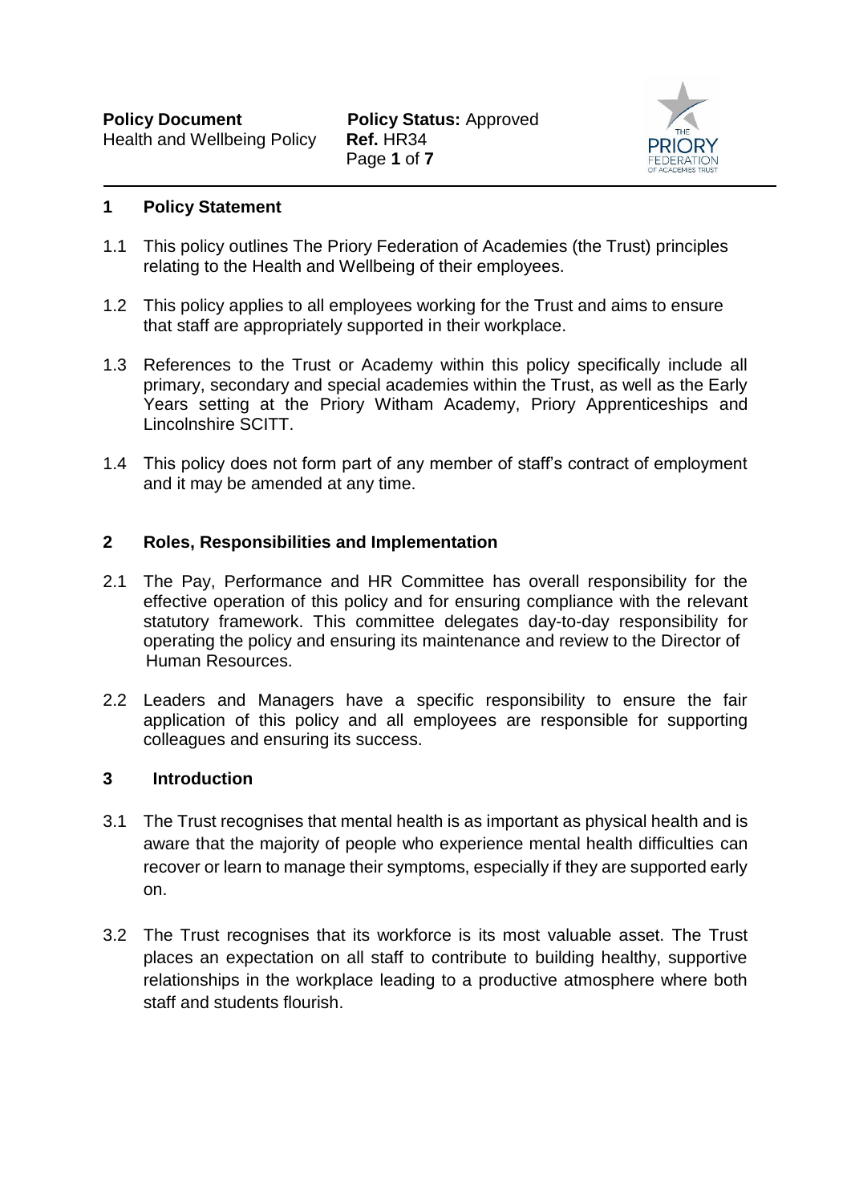## 1 Policy Statement

1.1 This policy outlines The Priory Federation of Academies (the Trust) principles relating to the Health and Wellbeing of their employees.

1.2 This policy applies to all employees working for the Trust and aims to ensure that staff are appropriately supported in their workplace.

1.3 References to the Trust or Academy within this policy specifically include all primary, secondary and special academies within the Trust, as well as the Early Years setting at the Priory Witham Academy, Priory Apprenticeships and Lincolnshire SCITT.

1.4 This policy does not form part of any member of staff's contract of employment and it may be amended at any time.

## 2 Roles, Responsibilities and Implementation

2.1 The Pay, Performance and HR Committee has overall responsibility for the effective operation of this policy and for ensuring compliance with the relevant statutory framework. This committee delegates day-to-day responsibility for operating the policy and ensuring its maintenance and review to the Director of Human Resources.

2.2 Leaders and Managers have a specific responsibility to ensure the fair application of this policy and all employees are responsible for supporting colleagues and ensuring its success.

## 3 Introduction

3.1 The Trust recognises that mental health is as important as physical health and is aware that the majority of people who experience mental health difficulties can recover or learn to manage their symptoms, especially if they are supported early on.

3.2 The Trust recognises that its workforce is its most valuable asset. The Trust places an expectation on all staff to contribute to building healthy, supportive relationships in the workplace leading to a productive atmosphere where both staff and students flourish.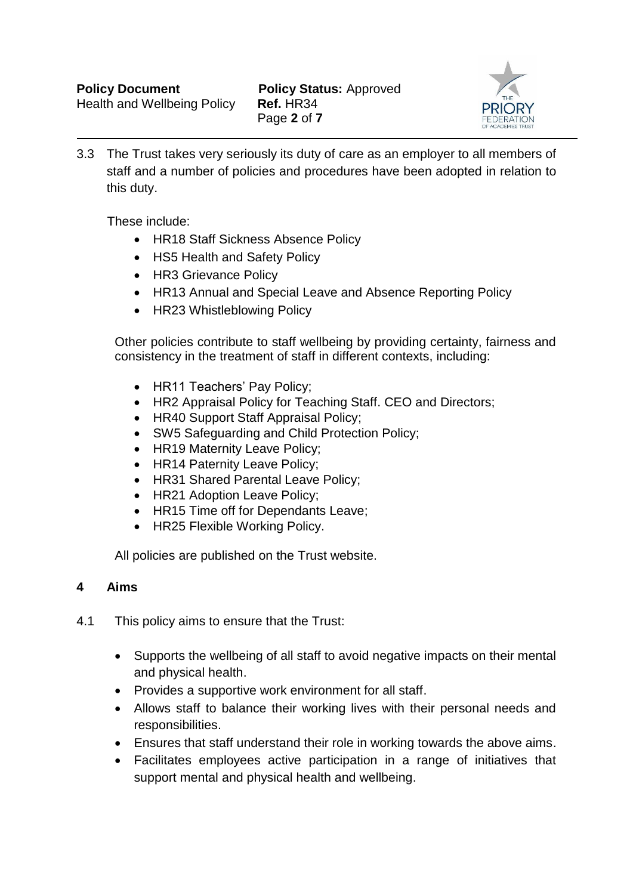3.3 The Trust takes very seriously its duty of care as an employer to all members of staff and a number of policies and procedures have been adopted in relation to this duty.

These include:

- HR18 Staff Sickness Absence Policy
- HS5 Health and Safety Policy
- HR3 Grievance Policy
- HR13 Annual and Special Leave and Absence Reporting Policy
- HR23 Whistleblowing Policy

Other policies contribute to staff wellbeing by providing certainty, fairness and consistency in the treatment of staff in different contexts, including:

- HR11 Teachers' Pay Policy;
- HR2 Appraisal Policy for Teaching Staff. CEO and Directors;
- HR40 Support Staff Appraisal Policy;
- SW5 Safeguarding and Child Protection Policy;
- HR19 Maternity Leave Policy;
- HR14 Paternity Leave Policy;
- HR31 Shared Parental Leave Policy;
- HR21 Adoption Leave Policy;
- HR15 Time off for Dependants Leave;
- HR25 Flexible Working Policy.

All policies are published on the Trust website.

## 4 Aims

4.1 This policy aims to ensure that the Trust:

- Supports the wellbeing of all staff to avoid negative impacts on their mental and physical health.
- Provides a supportive work environment for all staff.
- Allows staff to balance their working lives with their personal needs and responsibilities.
- Ensures that staff understand their role in working towards the above aims.
- Facilitates employees active participation in a range of initiatives that support mental and physical health and wellbeing.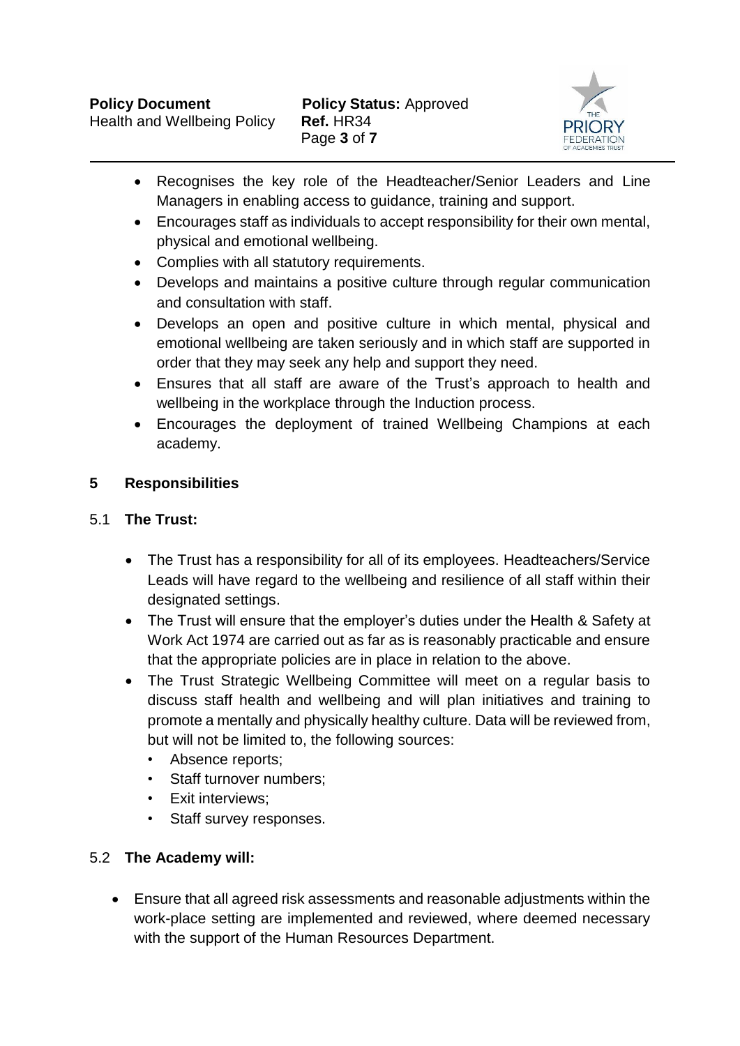- Recognises the key role of the Headteacher/Senior Leaders and Line Managers in enabling access to guidance, training and support.
- Encourages staff as individuals to accept responsibility for their own mental, physical and emotional wellbeing.
- Complies with all statutory requirements.
- Develops and maintains a positive culture through regular communication and consultation with staff.
- Develops an open and positive culture in which mental, physical and emotional wellbeing are taken seriously and in which staff are supported in order that they may seek any help and support they need.
- Ensures that all staff are aware of the Trust's approach to health and wellbeing in the workplace through the Induction process.
- Encourages the deployment of trained Wellbeing Champions at each academy.

## 5 Responsibilities

### 5.1 The Trust:

- The Trust has a responsibility for all of its employees. Headteachers/Service Leads will have regard to the wellbeing and resilience of all staff within their designated settings.
- The Trust will ensure that the employer's duties under the Health & Safety at Work Act 1974 are carried out as far as is reasonably practicable and ensure that the appropriate policies are in place in relation to the above.
- The Trust Strategic Wellbeing Committee will meet on a regular basis to discuss staff health and wellbeing and will plan initiatives and training to promote a mentally and physically healthy culture. Data will be reviewed from, but will not be limited to, the following sources:
  - Absence reports;
  - Staff turnover numbers;
  - Exit interviews;
  - Staff survey responses.

### 5.2 The Academy will:

- Ensure that all agreed risk assessments and reasonable adjustments within the work-place setting are implemented and reviewed, where deemed necessary with the support of the Human Resources Department.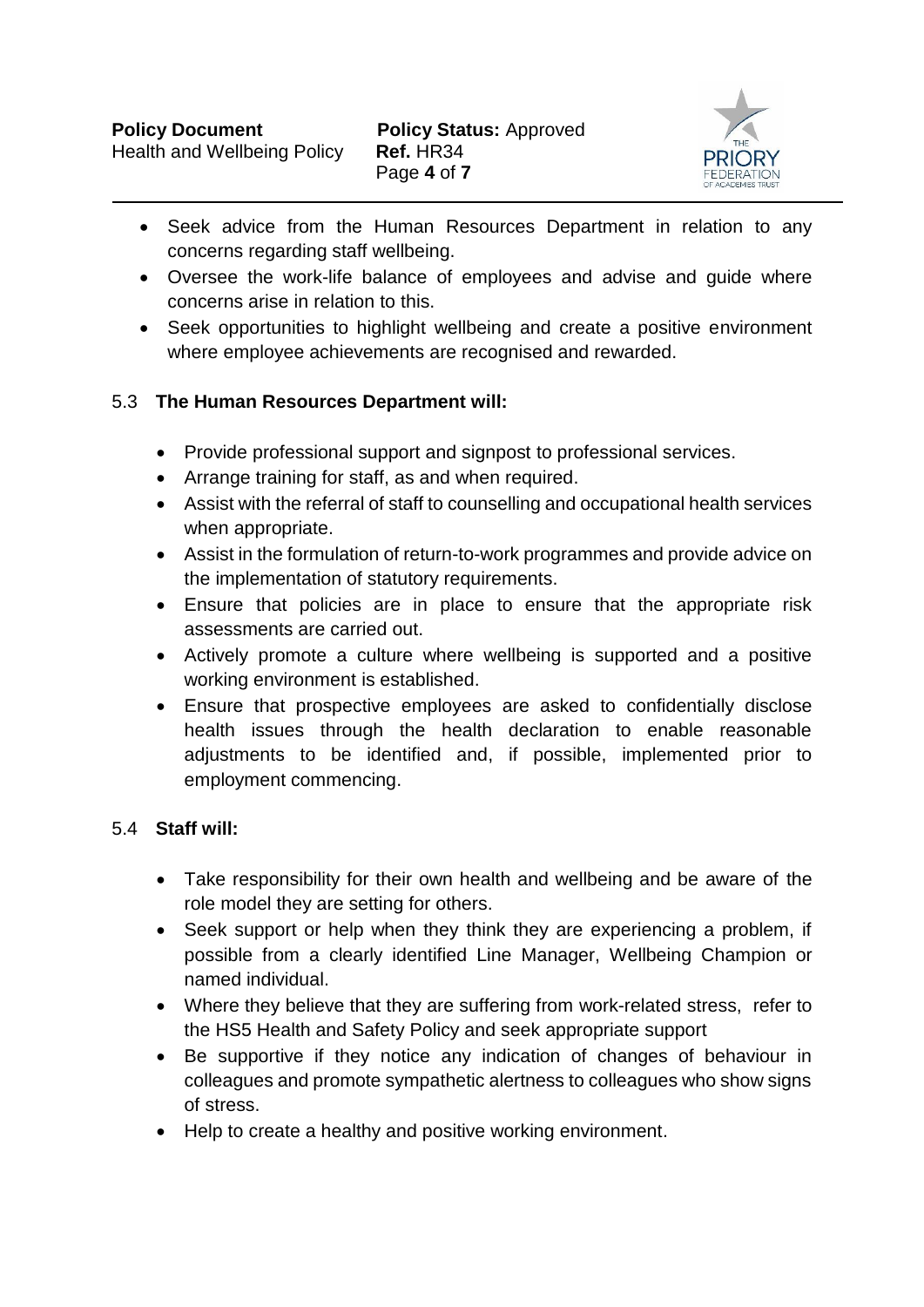- Seek advice from the Human Resources Department in relation to any concerns regarding staff wellbeing.
- Oversee the work-life balance of employees and advise and guide where concerns arise in relation to this.
- Seek opportunities to highlight wellbeing and create a positive environment where employee achievements are recognised and rewarded.

5.3 **The Human Resources Department will:**

- Provide professional support and signpost to professional services.
- Arrange training for staff, as and when required.
- Assist with the referral of staff to counselling and occupational health services when appropriate.
- Assist in the formulation of return-to-work programmes and provide advice on the implementation of statutory requirements.
- Ensure that policies are in place to ensure that the appropriate risk assessments are carried out.
- Actively promote a culture where wellbeing is supported and a positive working environment is established.
- Ensure that prospective employees are asked to confidentially disclose health issues through the health declaration to enable reasonable adjustments to be identified and, if possible, implemented prior to employment commencing.

5.4 **Staff will:**

- Take responsibility for their own health and wellbeing and be aware of the role model they are setting for others.
- Seek support or help when they think they are experiencing a problem, if possible from a clearly identified Line Manager, Wellbeing Champion or named individual.
- Where they believe that they are suffering from work-related stress, refer to the HS5 Health and Safety Policy and seek appropriate support
- Be supportive if they notice any indication of changes of behaviour in colleagues and promote sympathetic alertness to colleagues who show signs of stress.
- Help to create a healthy and positive working environment.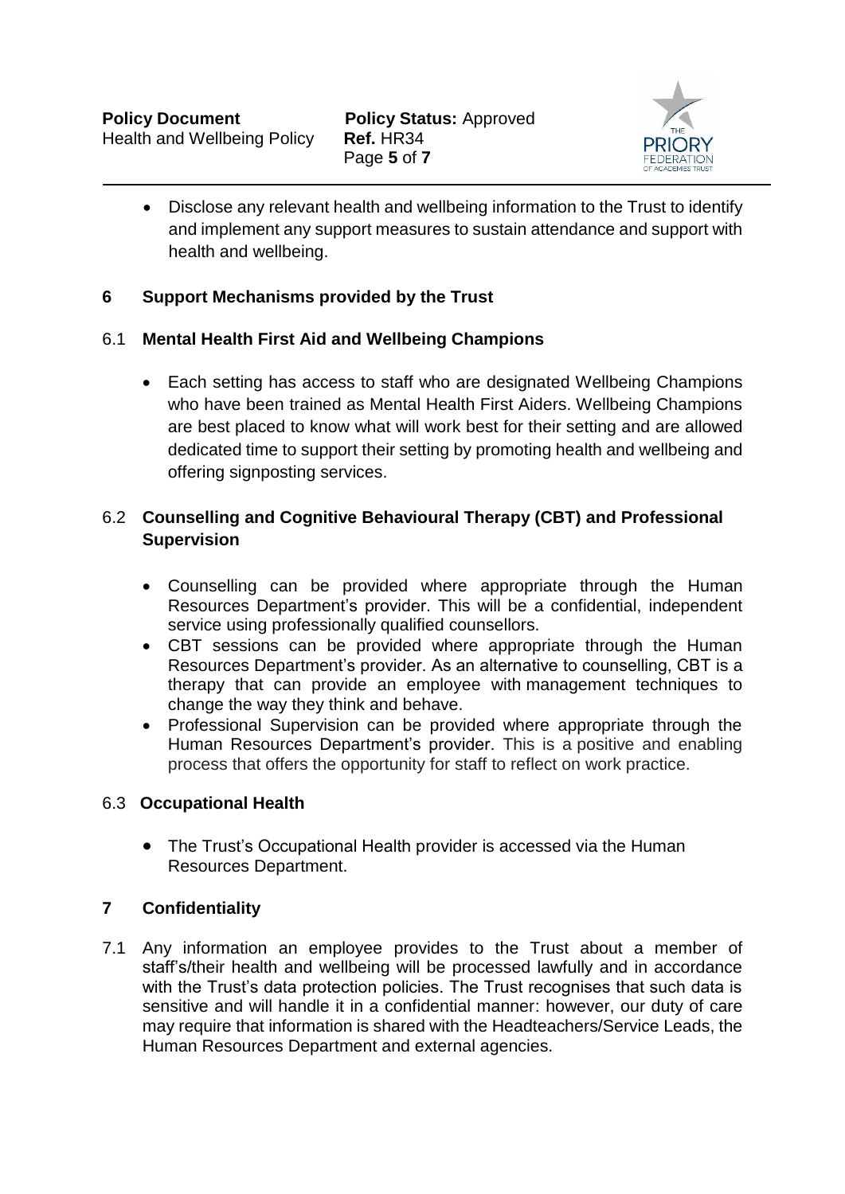- Disclose any relevant health and wellbeing information to the Trust to identify and implement any support measures to sustain attendance and support with health and wellbeing.

## 6 Support Mechanisms provided by the Trust

### 6.1 Mental Health First Aid and Wellbeing Champions

- Each setting has access to staff who are designated Wellbeing Champions who have been trained as Mental Health First Aiders. Wellbeing Champions are best placed to know what will work best for their setting and are allowed dedicated time to support their setting by promoting health and wellbeing and offering signposting services.

### 6.2 Counselling and Cognitive Behavioural Therapy (CBT) and Professional Supervision

- Counselling can be provided where appropriate through the Human Resources Department's provider. This will be a confidential, independent service using professionally qualified counsellors.
- CBT sessions can be provided where appropriate through the Human Resources Department's provider. As an alternative to counselling, CBT is a therapy that can provide an employee with management techniques to change the way they think and behave.
- Professional Supervision can be provided where appropriate through the Human Resources Department's provider. This is a positive and enabling process that offers the opportunity for staff to reflect on work practice.

### 6.3 Occupational Health

- The Trust's Occupational Health provider is accessed via the Human Resources Department.

## 7 Confidentiality

7.1 Any information an employee provides to the Trust about a member of staff's/their health and wellbeing will be processed lawfully and in accordance with the Trust's data protection policies. The Trust recognises that such data is sensitive and will handle it in a confidential manner: however, our duty of care may require that information is shared with the Headteachers/Service Leads, the Human Resources Department and external agencies.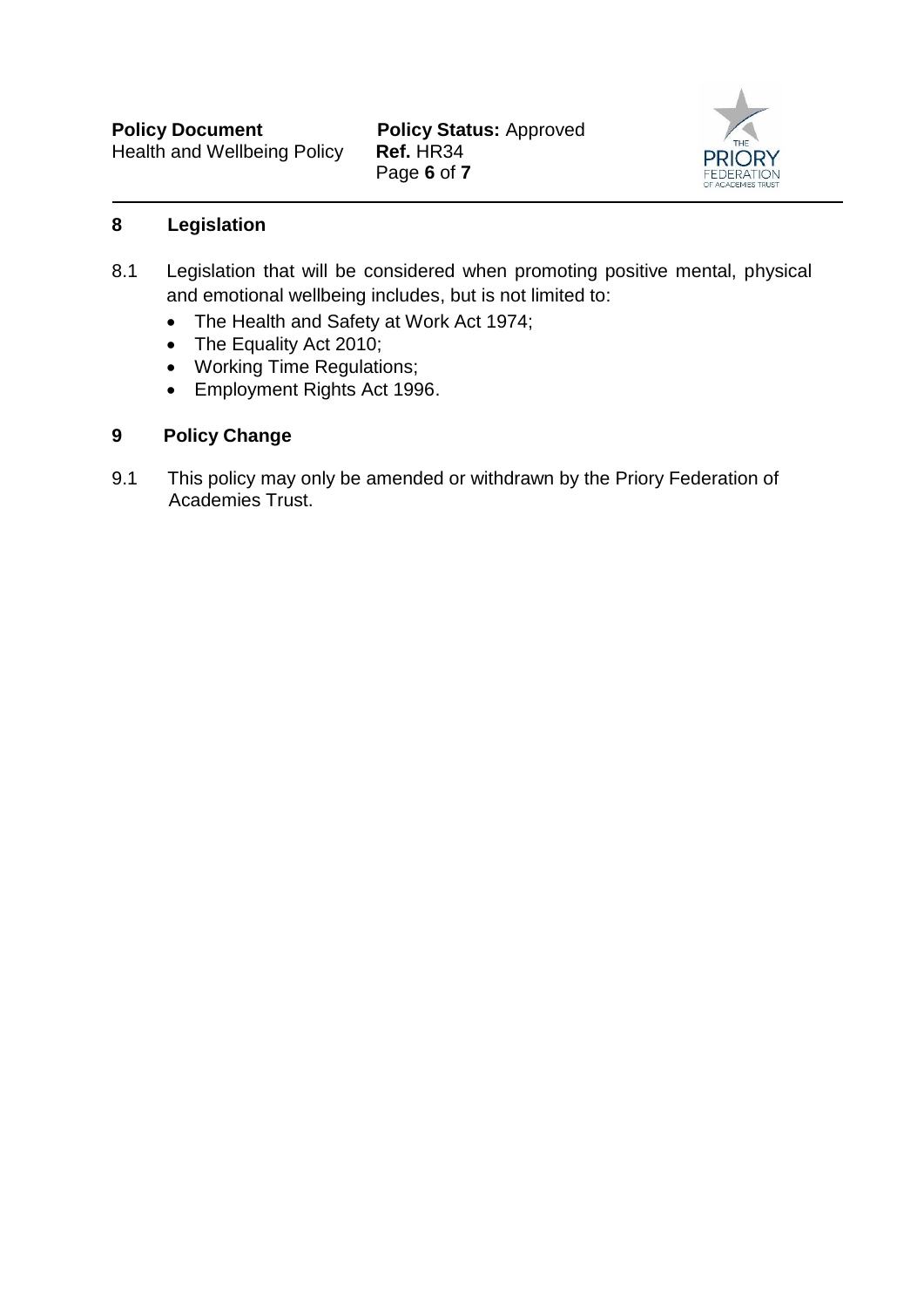## 8 Legislation

8.1 Legislation that will be considered when promoting positive mental, physical and emotional wellbeing includes, but is not limited to:

- The Health and Safety at Work Act 1974;
- The Equality Act 2010;
- Working Time Regulations;
- Employment Rights Act 1996.

## 9 Policy Change

9.1 This policy may only be amended or withdrawn by the Priory Federation of Academies Trust.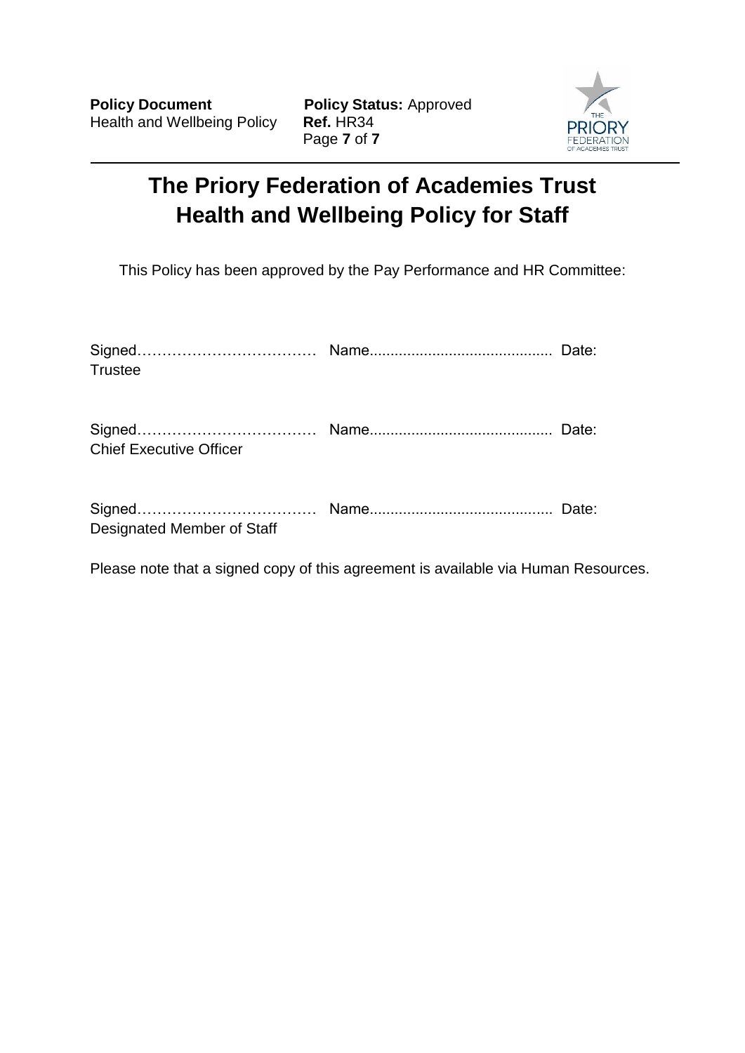# The Priory Federation of Academies Trust Health and Wellbeing Policy for Staff

This Policy has been approved by the Pay Performance and HR Committee:

Signed……………………………… Name........................................... Date:
Trustee

Signed……………………………… Name........................................... Date:
Chief Executive Officer

Signed……………………………… Name........................................... Date:
Designated Member of Staff

Please note that a signed copy of this agreement is available via Human Resources.